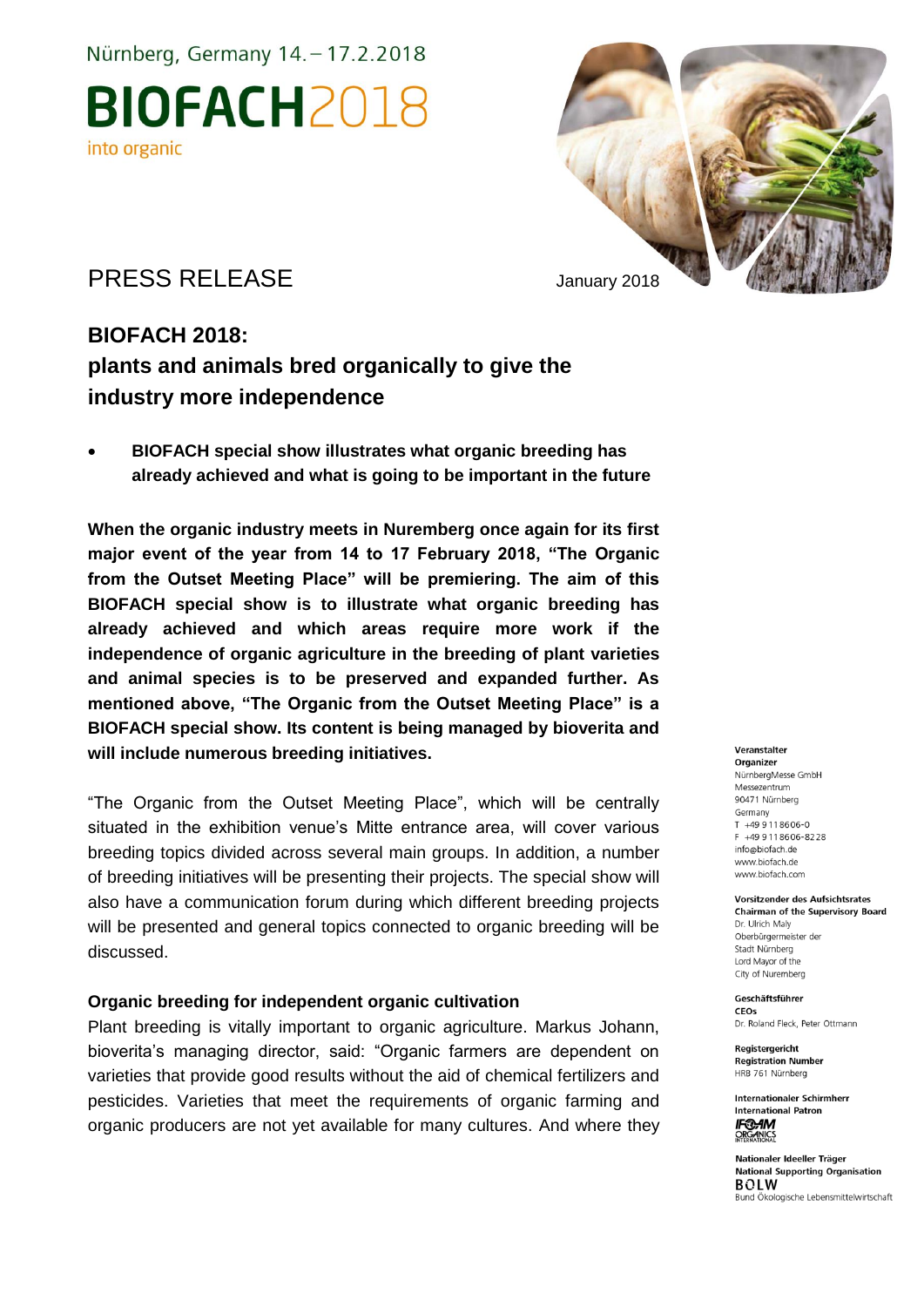Nürnberg, Germany 14. – 17.2.2018

# BIOFACH2018

into organic

PRESS RELEASE

January 2018

## BIOFACH 2018: plants and animals bred organically to give the industry more independence

- **BIOFACH special show illustrates what organic breeding has already achieved and what is going to be important in the future**

**When the organic industry meets in Nuremberg once again for its first major event of the year from 14 to 17 February 2018, "The Organic from the Outset Meeting Place" will be premiering. The aim of this BIOFACH special show is to illustrate what organic breeding has already achieved and which areas require more work if the independence of organic agriculture in the breeding of plant varieties and animal species is to be preserved and expanded further. As mentioned above, "The Organic from the Outset Meeting Place" is a BIOFACH special show. Its content is being managed by bioverita and will include numerous breeding initiatives.**

"The Organic from the Outset Meeting Place", which will be centrally situated in the exhibition venue's Mitte entrance area, will cover various breeding topics divided across several main groups. In addition, a number of breeding initiatives will be presenting their projects. The special show will also have a communication forum during which different breeding projects will be presented and general topics connected to organic breeding will be discussed.

### Organic breeding for independent organic cultivation

Plant breeding is vitally important to organic agriculture. Markus Johann, bioverita's managing director, said: "Organic farmers are dependent on varieties that provide good results without the aid of chemical fertilizers and pesticides. Varieties that meet the requirements of organic farming and organic producers are not yet available for many cultures. And where they

**Veranstalter**
**Organizer**
NürnbergMesse GmbH
Messezentrum
90471 Nürnberg
Germany
T +49 9 11 86 06-0
F +49 9 11 86 06-82 28
info@biofach.de
www.biofach.de
www.biofach.com

**Vorsitzender des Aufsichtsrates**
**Chairman of the Supervisory Board**
Dr. Ulrich Maly
Oberbürgermeister der
Stadt Nürnberg
Lord Mayor of the
City of Nuremberg

**Geschäftsführer**
**CEOs**
Dr. Roland Fleck, Peter Ottmann

**Registergericht**
**Registration Number**
HRB 761 Nürnberg

**Internationaler Schirmherr**
**International Patron**
IFOAM ORGANICS INTERNATIONAL

**Nationaler Ideeller Träger**
**National Supporting Organisation**
BÖLW
Bund Ökologische Lebensmittelwirtschaft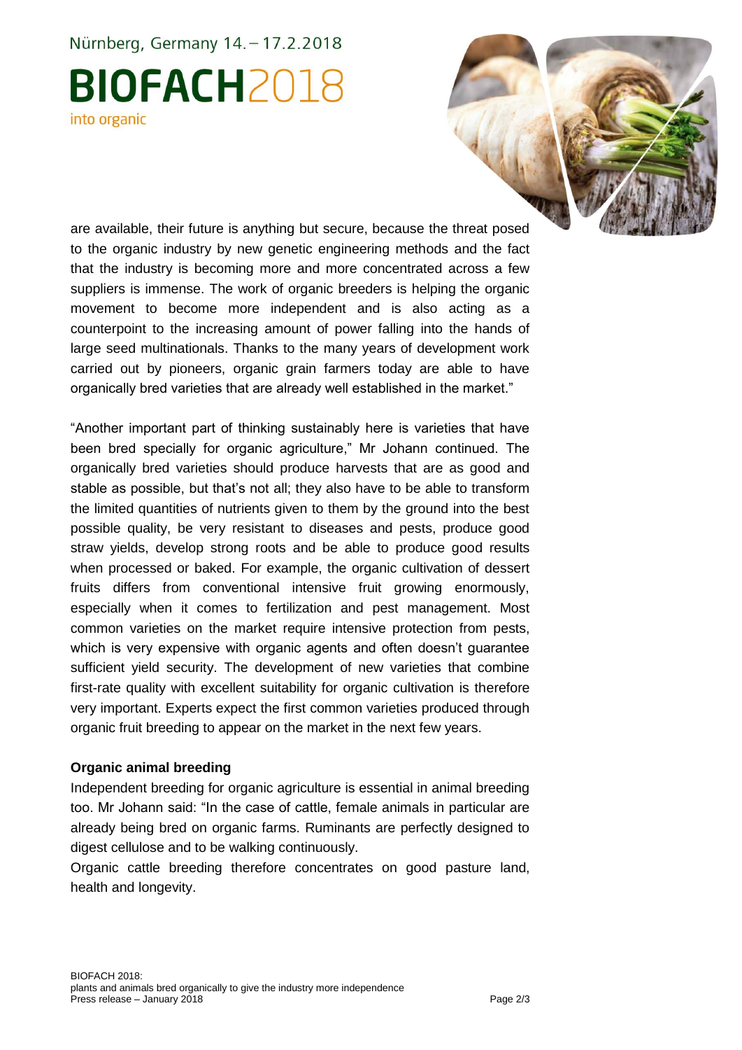are available, their future is anything but secure, because the threat posed to the organic industry by new genetic engineering methods and the fact that the industry is becoming more and more concentrated across a few suppliers is immense. The work of organic breeders is helping the organic movement to become more independent and is also acting as a counterpoint to the increasing amount of power falling into the hands of large seed multinationals. Thanks to the many years of development work carried out by pioneers, organic grain farmers today are able to have organically bred varieties that are already well established in the market."

"Another important part of thinking sustainably here is varieties that have been bred specially for organic agriculture," Mr Johann continued. The organically bred varieties should produce harvests that are as good and stable as possible, but that's not all; they also have to be able to transform the limited quantities of nutrients given to them by the ground into the best possible quality, be very resistant to diseases and pests, produce good straw yields, develop strong roots and be able to produce good results when processed or baked. For example, the organic cultivation of dessert fruits differs from conventional intensive fruit growing enormously, especially when it comes to fertilization and pest management. Most common varieties on the market require intensive protection from pests, which is very expensive with organic agents and often doesn't guarantee sufficient yield security. The development of new varieties that combine first-rate quality with excellent suitability for organic cultivation is therefore very important. Experts expect the first common varieties produced through organic fruit breeding to appear on the market in the next few years.

**Organic animal breeding**

Independent breeding for organic agriculture is essential in animal breeding too. Mr Johann said: "In the case of cattle, female animals in particular are already being bred on organic farms. Ruminants are perfectly designed to digest cellulose and to be walking continuously.

Organic cattle breeding therefore concentrates on good pasture land, health and longevity.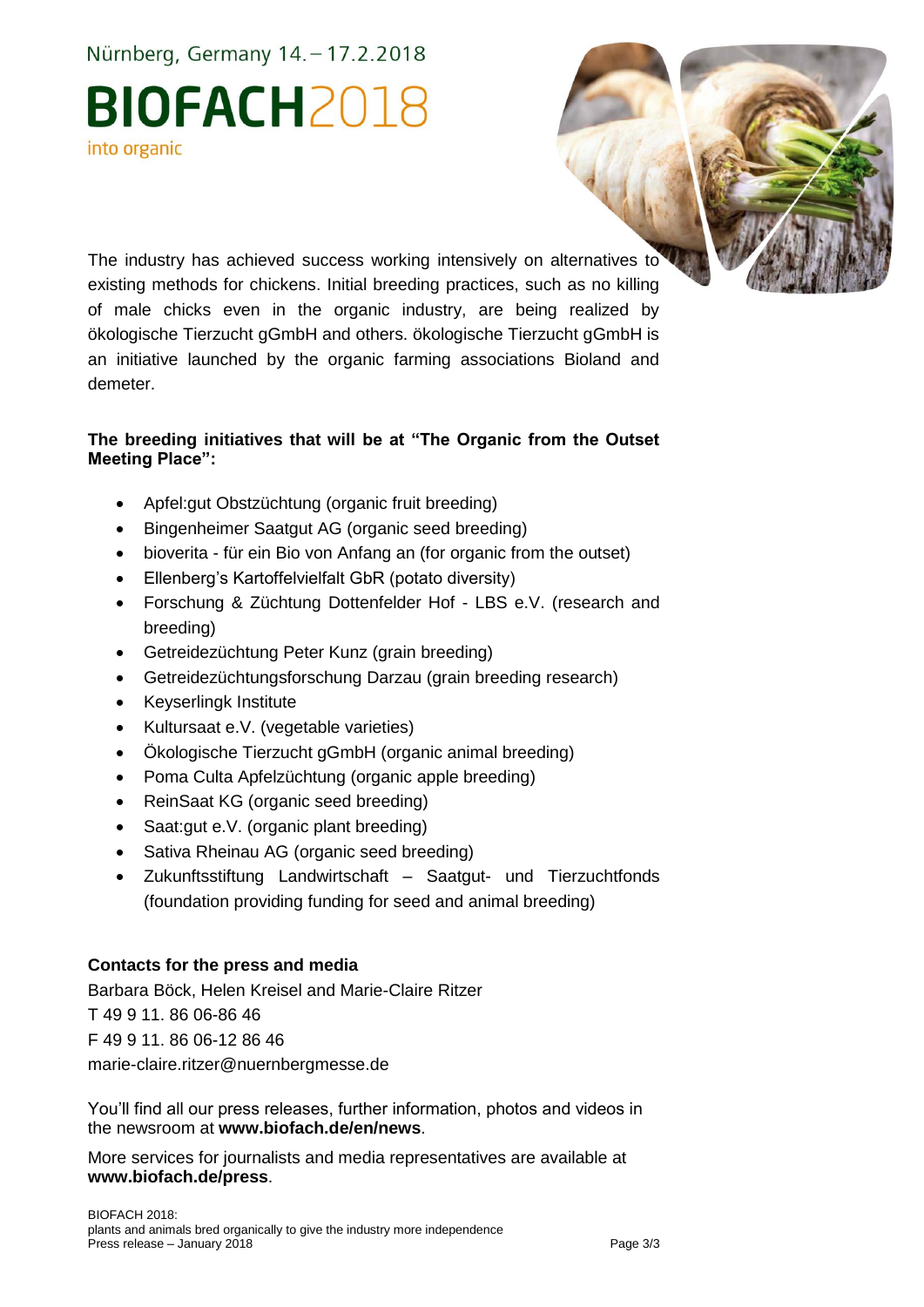The industry has achieved success working intensively on alternatives to existing methods for chickens. Initial breeding practices, such as no killing of male chicks even in the organic industry, are being realized by ökologische Tierzucht gGmbH and others. ökologische Tierzucht gGmbH is an initiative launched by the organic farming associations Bioland and demeter.

**The breeding initiatives that will be at "The Organic from the Outset Meeting Place":**

- Apfel:gut Obstzüchtung (organic fruit breeding)
- Bingenheimer Saatgut AG (organic seed breeding)
- bioverita - für ein Bio von Anfang an (for organic from the outset)
- Ellenberg's Kartoffelvielfalt GbR (potato diversity)
- Forschung & Züchtung Dottenfelder Hof - LBS e.V. (research and breeding)
- Getreidezüchtung Peter Kunz (grain breeding)
- Getreidezüchtungsforschung Darzau (grain breeding research)
- Keyserlingk Institute
- Kultursaat e.V. (vegetable varieties)
- Ökologische Tierzucht gGmbH (organic animal breeding)
- Poma Culta Apfelzüchtung (organic apple breeding)
- ReinSaat KG (organic seed breeding)
- Saat:gut e.V. (organic plant breeding)
- Sativa Rheinau AG (organic seed breeding)
- Zukunftsstiftung Landwirtschaft – Saatgut- und Tierzuchtfonds (foundation providing funding for seed and animal breeding)

**Contacts for the press and media**

Barbara Böck, Helen Kreisel and Marie-Claire Ritzer
T 49 9 11. 86 06-86 46
F 49 9 11. 86 06-12 86 46
marie-claire.ritzer@nuernbergmesse.de

You'll find all our press releases, further information, photos and videos in the newsroom at **www.biofach.de/en/news**.

More services for journalists and media representatives are available at **www.biofach.de/press**.